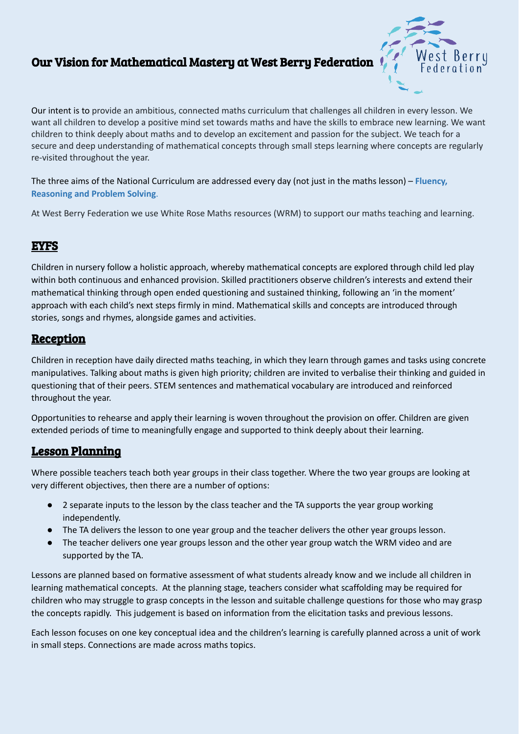# Our Vision for Mathematical Mastery at West Berry Federation

Our intent is to provide an ambitious, connected maths curriculum that challenges all children in every lesson. We want all children to develop a positive mind set towards maths and have the skills to embrace new learning. We want children to think deeply about maths and to develop an excitement and passion for the subject. We teach for a secure and deep understanding of mathematical concepts through small steps learning where concepts are regularly re-visited throughout the year.

The three aims of the National Curriculum are addressed every day (not just in the maths lesson) – **Fluency, Reasoning and Problem Solving**.

At West Berry Federation we use White Rose Maths resources (WRM) to support our maths teaching and learning.

## EYFS

Children in nursery follow a holistic approach, whereby mathematical concepts are explored through child led play within both continuous and enhanced provision. Skilled practitioners observe children's interests and extend their mathematical thinking through open ended questioning and sustained thinking, following an 'in the moment' approach with each child's next steps firmly in mind. Mathematical skills and concepts are introduced through stories, songs and rhymes, alongside games and activities.

## Reception

Children in reception have daily directed maths teaching, in which they learn through games and tasks using concrete manipulatives. Talking about maths is given high priority; children are invited to verbalise their thinking and guided in questioning that of their peers. STEM sentences and mathematical vocabulary are introduced and reinforced throughout the year.

Opportunities to rehearse and apply their learning is woven throughout the provision on offer. Children are given extended periods of time to meaningfully engage and supported to think deeply about their learning.

## Lesson Planning

Where possible teachers teach both year groups in their class together. Where the two year groups are looking at very different objectives, then there are a number of options:

- 2 separate inputs to the lesson by the class teacher and the TA supports the year group working independently.
- The TA delivers the lesson to one year group and the teacher delivers the other year groups lesson.
- The teacher delivers one year groups lesson and the other year group watch the WRM video and are supported by the TA.

Lessons are planned based on formative assessment of what students already know and we include all children in learning mathematical concepts. At the planning stage, teachers consider what scaffolding may be required for children who may struggle to grasp concepts in the lesson and suitable challenge questions for those who may grasp the concepts rapidly. This judgement is based on information from the elicitation tasks and previous lessons.

Each lesson focuses on one key conceptual idea and the children's learning is carefully planned across a unit of work in small steps. Connections are made across maths topics.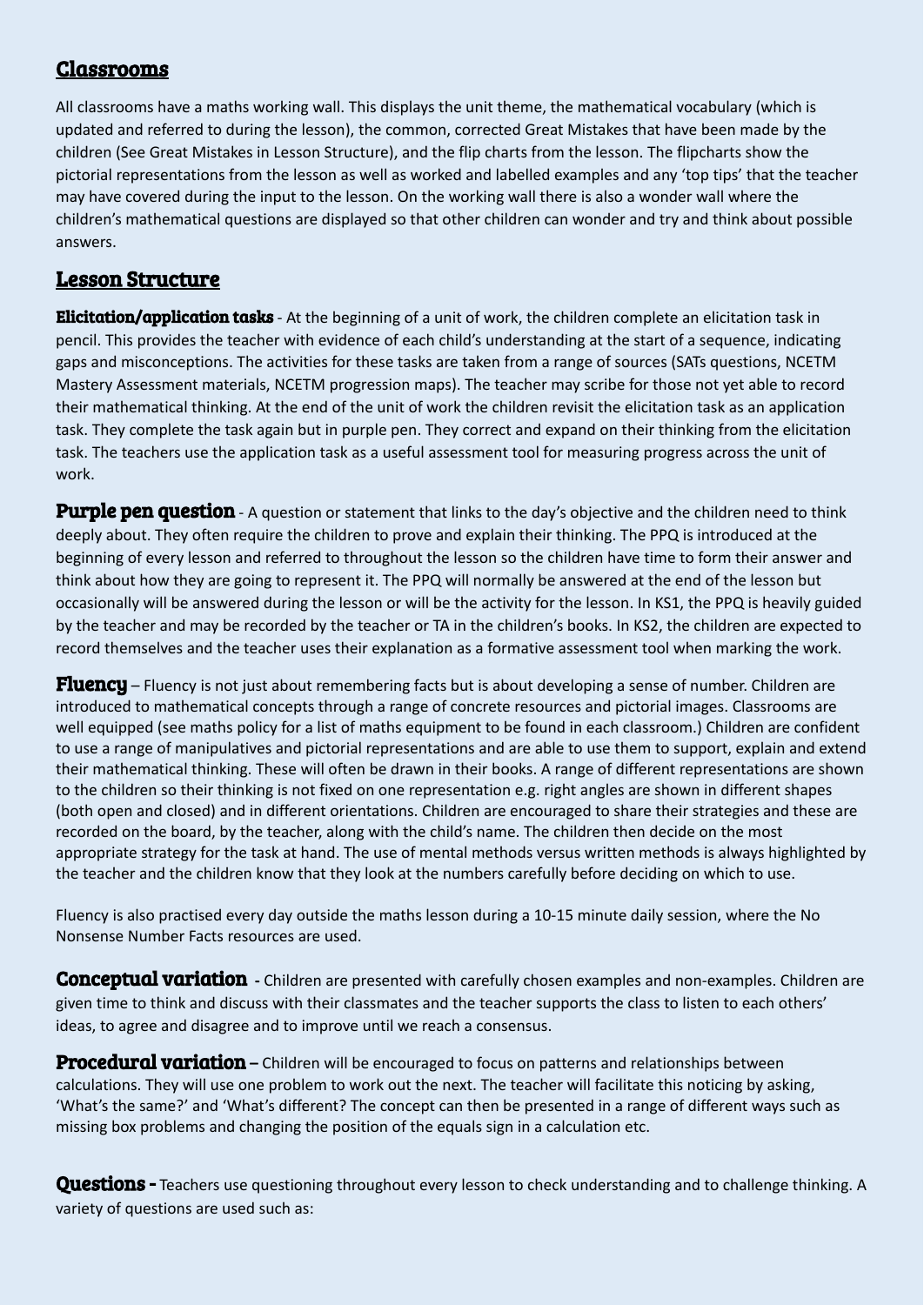## Classrooms

All classrooms have a maths working wall. This displays the unit theme, the mathematical vocabulary (which is updated and referred to during the lesson), the common, corrected Great Mistakes that have been made by the children (See Great Mistakes in Lesson Structure), and the flip charts from the lesson. The flipcharts show the pictorial representations from the lesson as well as worked and labelled examples and any 'top tips' that the teacher may have covered during the input to the lesson. On the working wall there is also a wonder wall where the children's mathematical questions are displayed so that other children can wonder and try and think about possible answers.

## Lesson Structure

**Elicitation/application tasks** - At the beginning of a unit of work, the children complete an elicitation task in pencil. This provides the teacher with evidence of each child's understanding at the start of a sequence, indicating gaps and misconceptions. The activities for these tasks are taken from a range of sources (SATs questions, NCETM Mastery Assessment materials, NCETM progression maps). The teacher may scribe for those not yet able to record their mathematical thinking. At the end of the unit of work the children revisit the elicitation task as an application task. They complete the task again but in purple pen. They correct and expand on their thinking from the elicitation task. The teachers use the application task as a useful assessment tool for measuring progress across the unit of work.

**Purple pen question** - A question or statement that links to the day's objective and the children need to think deeply about. They often require the children to prove and explain their thinking. The PPQ is introduced at the beginning of every lesson and referred to throughout the lesson so the children have time to form their answer and think about how they are going to represent it. The PPQ will normally be answered at the end of the lesson but occasionally will be answered during the lesson or will be the activity for the lesson. In KS1, the PPQ is heavily guided by the teacher and may be recorded by the teacher or TA in the children's books. In KS2, the children are expected to record themselves and the teacher uses their explanation as a formative assessment tool when marking the work.

**Fluency** – Fluency is not just about remembering facts but is about developing a sense of number. Children are introduced to mathematical concepts through a range of concrete resources and pictorial images. Classrooms are well equipped (see maths policy for a list of maths equipment to be found in each classroom.) Children are confident to use a range of manipulatives and pictorial representations and are able to use them to support, explain and extend their mathematical thinking. These will often be drawn in their books. A range of different representations are shown to the children so their thinking is not fixed on one representation e.g. right angles are shown in different shapes (both open and closed) and in different orientations. Children are encouraged to share their strategies and these are recorded on the board, by the teacher, along with the child's name. The children then decide on the most appropriate strategy for the task at hand. The use of mental methods versus written methods is always highlighted by the teacher and the children know that they look at the numbers carefully before deciding on which to use.

Fluency is also practised every day outside the maths lesson during a 10-15 minute daily session, where the No Nonsense Number Facts resources are used.

**Conceptual variation** - Children are presented with carefully chosen examples and non-examples. Children are given time to think and discuss with their classmates and the teacher supports the class to listen to each others' ideas, to agree and disagree and to improve until we reach a consensus.

**Procedural variation** – Children will be encouraged to focus on patterns and relationships between calculations. They will use one problem to work out the next. The teacher will facilitate this noticing by asking, 'What's the same?' and 'What's different? The concept can then be presented in a range of different ways such as missing box problems and changing the position of the equals sign in a calculation etc.

**Questions -** Teachers use questioning throughout every lesson to check understanding and to challenge thinking. A variety of questions are used such as: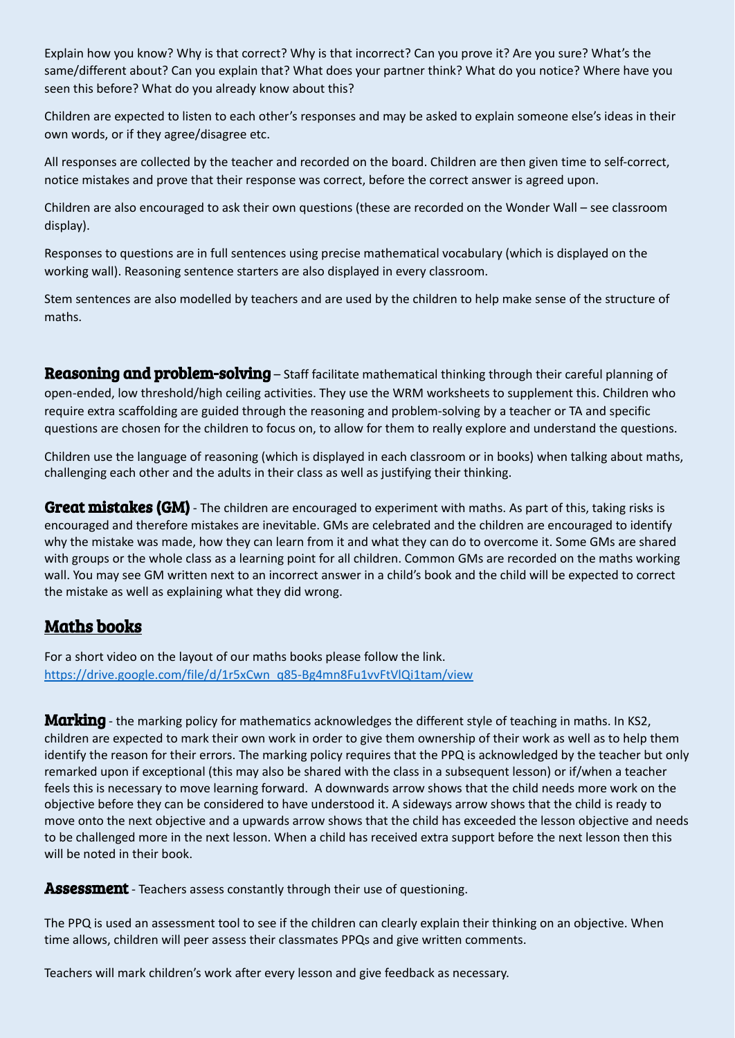Explain how you know? Why is that correct? Why is that incorrect? Can you prove it? Are you sure? What's the same/different about? Can you explain that? What does your partner think? What do you notice? Where have you seen this before? What do you already know about this?

Children are expected to listen to each other's responses and may be asked to explain someone else's ideas in their own words, or if they agree/disagree etc.

All responses are collected by the teacher and recorded on the board. Children are then given time to self-correct, notice mistakes and prove that their response was correct, before the correct answer is agreed upon.

Children are also encouraged to ask their own questions (these are recorded on the Wonder Wall – see classroom display).

Responses to questions are in full sentences using precise mathematical vocabulary (which is displayed on the working wall). Reasoning sentence starters are also displayed in every classroom.

Stem sentences are also modelled by teachers and are used by the children to help make sense of the structure of maths.

**Reasoning and problem-solving** – Staff facilitate mathematical thinking through their careful planning of open-ended, low threshold/high ceiling activities. They use the WRM worksheets to supplement this. Children who require extra scaffolding are guided through the reasoning and problem-solving by a teacher or TA and specific questions are chosen for the children to focus on, to allow for them to really explore and understand the questions.

Children use the language of reasoning (which is displayed in each classroom or in books) when talking about maths, challenging each other and the adults in their class as well as justifying their thinking.

**Great mistakes (GM)** - The children are encouraged to experiment with maths. As part of this, taking risks is encouraged and therefore mistakes are inevitable. GMs are celebrated and the children are encouraged to identify why the mistake was made, how they can learn from it and what they can do to overcome it. Some GMs are shared with groups or the whole class as a learning point for all children. Common GMs are recorded on the maths working wall. You may see GM written next to an incorrect answer in a child's book and the child will be expected to correct the mistake as well as explaining what they did wrong.

## Maths books

For a short video on the layout of our maths books please follow the link.
https://drive.google.com/file/d/1r5xCwn_q85-Bg4mn8Fu1vvFtVlQi1tam/view

**Marking** - the marking policy for mathematics acknowledges the different style of teaching in maths. In KS2, children are expected to mark their own work in order to give them ownership of their work as well as to help them identify the reason for their errors. The marking policy requires that the PPQ is acknowledged by the teacher but only remarked upon if exceptional (this may also be shared with the class in a subsequent lesson) or if/when a teacher feels this is necessary to move learning forward. A downwards arrow shows that the child needs more work on the objective before they can be considered to have understood it. A sideways arrow shows that the child is ready to move onto the next objective and a upwards arrow shows that the child has exceeded the lesson objective and needs to be challenged more in the next lesson. When a child has received extra support before the next lesson then this will be noted in their book.

**Assessment** - Teachers assess constantly through their use of questioning.

The PPQ is used an assessment tool to see if the children can clearly explain their thinking on an objective. When time allows, children will peer assess their classmates PPQs and give written comments.

Teachers will mark children's work after every lesson and give feedback as necessary.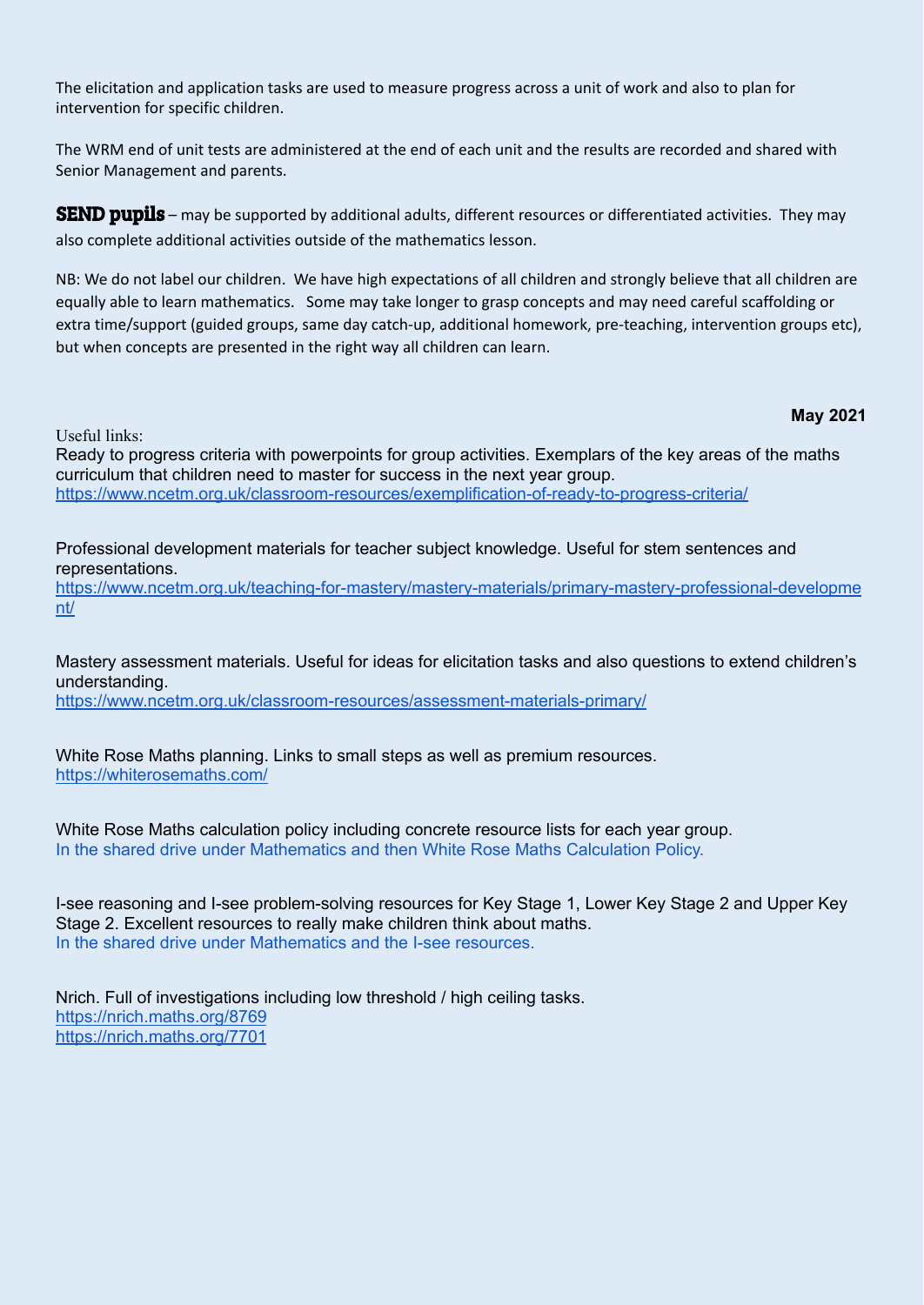The elicitation and application tasks are used to measure progress across a unit of work and also to plan for intervention for specific children.

The WRM end of unit tests are administered at the end of each unit and the results are recorded and shared with Senior Management and parents.

**SEND pupils** – may be supported by additional adults, different resources or differentiated activities. They may also complete additional activities outside of the mathematics lesson.

NB: We do not label our children. We have high expectations of all children and strongly believe that all children are equally able to learn mathematics. Some may take longer to grasp concepts and may need careful scaffolding or extra time/support (guided groups, same day catch-up, additional homework, pre-teaching, intervention groups etc), but when concepts are presented in the right way all children can learn.

**May 2021**

Useful links:

Ready to progress criteria with powerpoints for group activities. Exemplars of the key areas of the maths curriculum that children need to master for success in the next year group.
https://www.ncetm.org.uk/classroom-resources/exemplification-of-ready-to-progress-criteria/

Professional development materials for teacher subject knowledge. Useful for stem sentences and representations.
https://www.ncetm.org.uk/teaching-for-mastery/mastery-materials/primary-mastery-professional-development/

Mastery assessment materials. Useful for ideas for elicitation tasks and also questions to extend children's understanding.
https://www.ncetm.org.uk/classroom-resources/assessment-materials-primary/

White Rose Maths planning. Links to small steps as well as premium resources.
https://whiterosemaths.com/

White Rose Maths calculation policy including concrete resource lists for each year group.
In the shared drive under Mathematics and then White Rose Maths Calculation Policy.

I-see reasoning and I-see problem-solving resources for Key Stage 1, Lower Key Stage 2 and Upper Key Stage 2. Excellent resources to really make children think about maths.
In the shared drive under Mathematics and the I-see resources.

Nrich. Full of investigations including low threshold / high ceiling tasks.
https://nrich.maths.org/8769
https://nrich.maths.org/7701